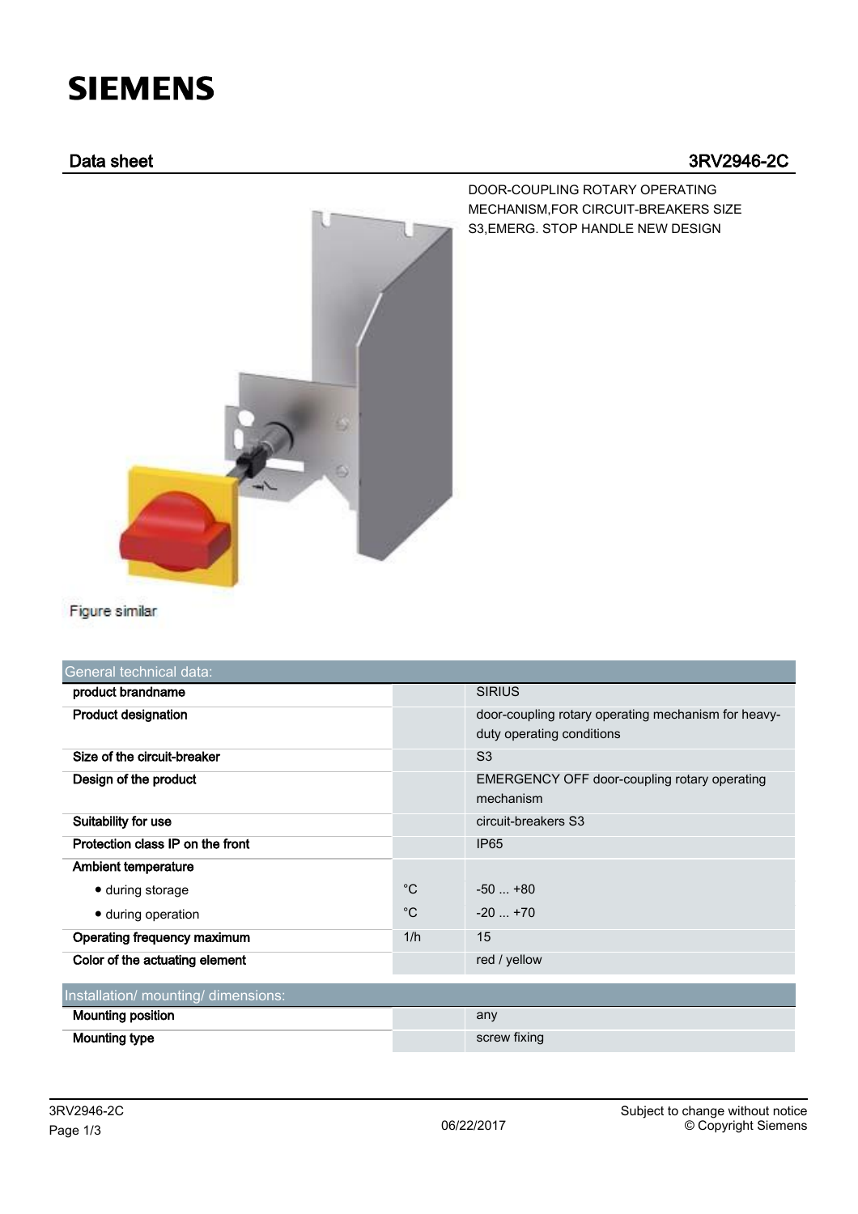SIEMENS

## Data sheet 3RV2946-2C

DOOR-COUPLING ROTARY OPERATING MECHANISM,FOR CIRCUIT-BREAKERS SIZE S3,EMERG. STOP HANDLE NEW DESIGN

Figure similar

| General technical data: | | |
|---|---|---|
| **product brandname** | | SIRIUS |
| **Product designation** | | door-coupling rotary operating mechanism for heavy-duty operating conditions |
| **Size of the circuit-breaker** | | S3 |
| **Design of the product** | | EMERGENCY OFF door-coupling rotary operating mechanism |
| **Suitability for use** | | circuit-breakers S3 |
| **Protection class IP on the front** | | IP65 |
| **Ambient temperature** | | |
| • during storage | °C | -50 ... +80 |
| • during operation | °C | -20 ... +70 |
| **Operating frequency maximum** | 1/h | 15 |
| **Color of the actuating element** | | red / yellow |

| Installation/ mounting/ dimensions: | | |
|---|---|---|
| **Mounting position** | | any |
| **Mounting type** | | screw fixing |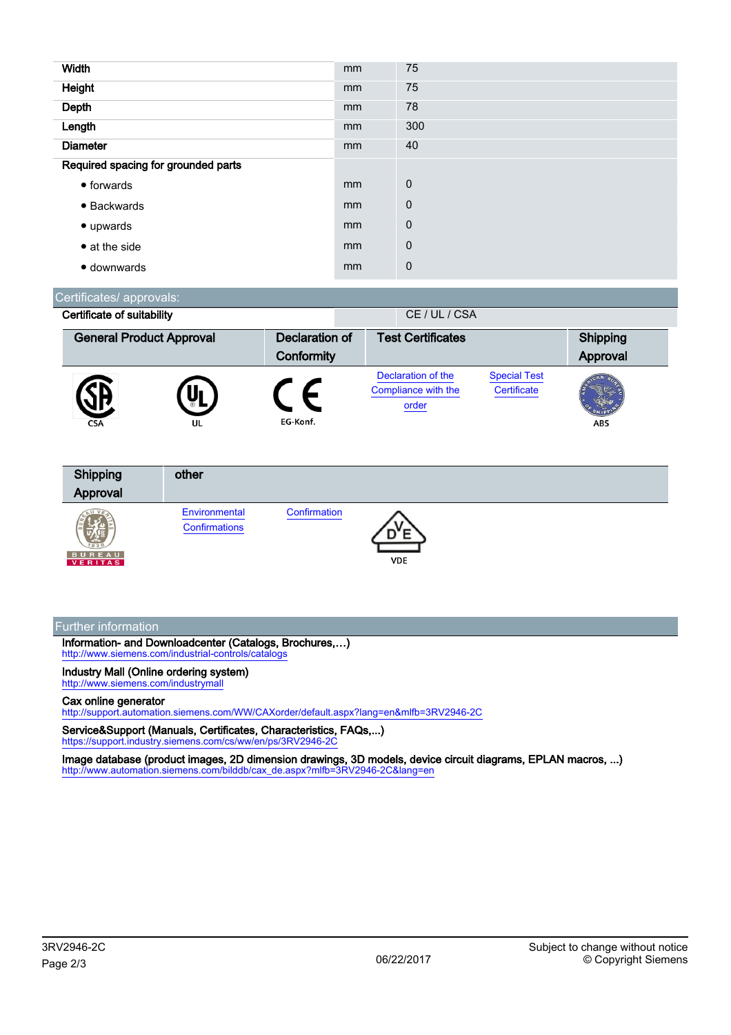| | | |
|---|---|---|
| **Width** | mm | 75 |
| **Height** | mm | 75 |
| **Depth** | mm | 78 |
| **Length** | mm | 300 |
| **Diameter** | mm | 40 |
| **Required spacing for grounded parts** | | |
| • forwards | mm | 0 |
| • Backwards | mm | 0 |
| • upwards | mm | 0 |
| • at the side | mm | 0 |
| • downwards | mm | 0 |

## Certificates/ approvals:

| | |
|---|---|
| **Certificate of suitability** | CE / UL / CSA |

| General Product Approval | | Declaration of Conformity | Test Certificates | | Shipping Approval |
|---|---|---|---|---|---|
| CSA | UL | EG-Konf. | Declaration of the Compliance with the order | Special Test Certificate | ABS |

| Shipping Approval | other | | |
|---|---|---|---|
| BUREAU VERITAS | Environmental Confirmations | Confirmation | VDE |

## Further information

**Information- and Downloadcenter (Catalogs, Brochures,…)**
http://www.siemens.com/industrial-controls/catalogs

**Industry Mall (Online ordering system)**
http://www.siemens.com/industrymall

**Cax online generator**
http://support.automation.siemens.com/WW/CAXorder/default.aspx?lang=en&mlfb=3RV2946-2C

**Service&Support (Manuals, Certificates, Characteristics, FAQs,...)**
https://support.industry.siemens.com/cs/ww/en/ps/3RV2946-2C

**Image database (product images, 2D dimension drawings, 3D models, device circuit diagrams, EPLAN macros, ...)**
http://www.automation.siemens.com/bilddb/cax_de.aspx?mlfb=3RV2946-2C&lang=en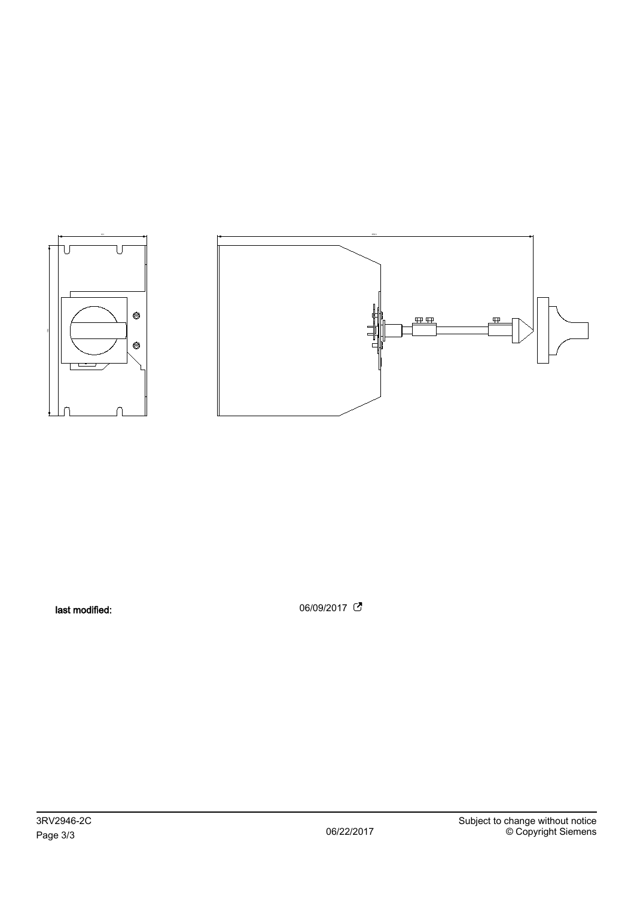**last modified:** 06/09/2017